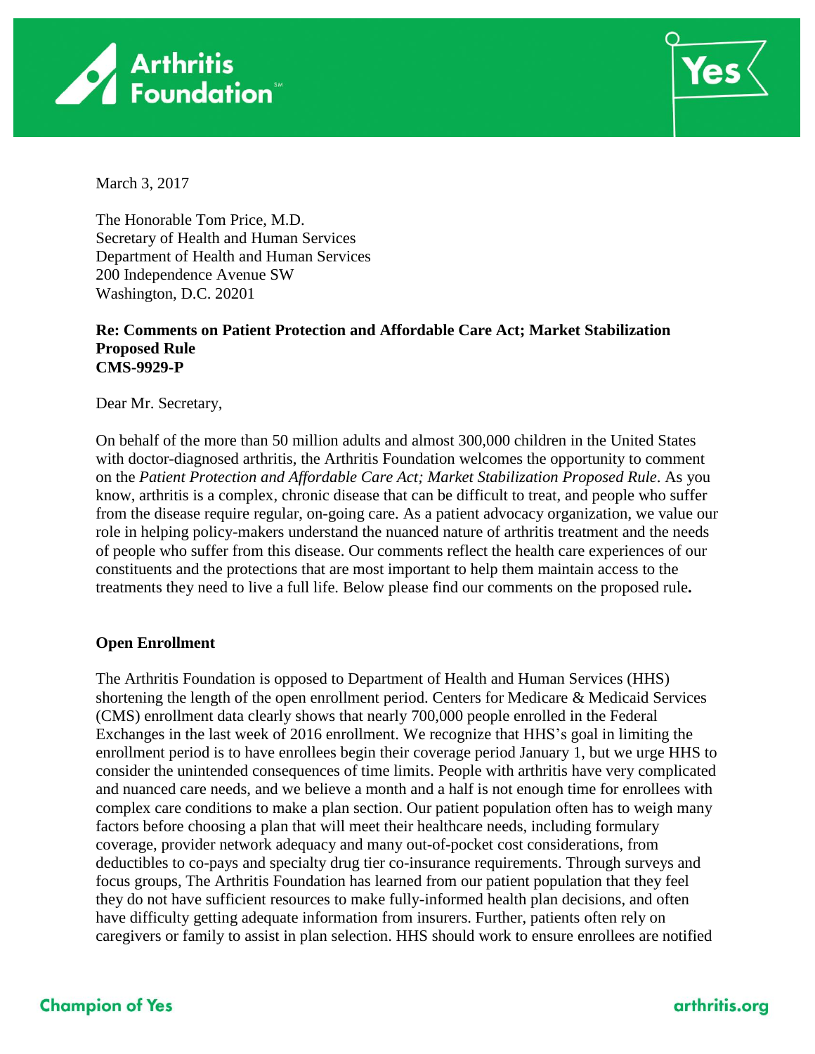March 3, 2017

The Honorable Tom Price, M.D.
Secretary of Health and Human Services
Department of Health and Human Services
200 Independence Avenue SW
Washington, D.C. 20201

**Re: Comments on Patient Protection and Affordable Care Act; Market Stabilization Proposed Rule**
**CMS-9929-P**

Dear Mr. Secretary,

On behalf of the more than 50 million adults and almost 300,000 children in the United States with doctor-diagnosed arthritis, the Arthritis Foundation welcomes the opportunity to comment on the *Patient Protection and Affordable Care Act; Market Stabilization Proposed Rule*. As you know, arthritis is a complex, chronic disease that can be difficult to treat, and people who suffer from the disease require regular, on-going care. As a patient advocacy organization, we value our role in helping policy-makers understand the nuanced nature of arthritis treatment and the needs of people who suffer from this disease. Our comments reflect the health care experiences of our constituents and the protections that are most important to help them maintain access to the treatments they need to live a full life. Below please find our comments on the proposed rule**.**

**Open Enrollment**

The Arthritis Foundation is opposed to Department of Health and Human Services (HHS) shortening the length of the open enrollment period. Centers for Medicare & Medicaid Services (CMS) enrollment data clearly shows that nearly 700,000 people enrolled in the Federal Exchanges in the last week of 2016 enrollment. We recognize that HHS's goal in limiting the enrollment period is to have enrollees begin their coverage period January 1, but we urge HHS to consider the unintended consequences of time limits. People with arthritis have very complicated and nuanced care needs, and we believe a month and a half is not enough time for enrollees with complex care conditions to make a plan section. Our patient population often has to weigh many factors before choosing a plan that will meet their healthcare needs, including formulary coverage, provider network adequacy and many out-of-pocket cost considerations, from deductibles to co-pays and specialty drug tier co-insurance requirements. Through surveys and focus groups, The Arthritis Foundation has learned from our patient population that they feel they do not have sufficient resources to make fully-informed health plan decisions, and often have difficulty getting adequate information from insurers. Further, patients often rely on caregivers or family to assist in plan selection. HHS should work to ensure enrollees are notified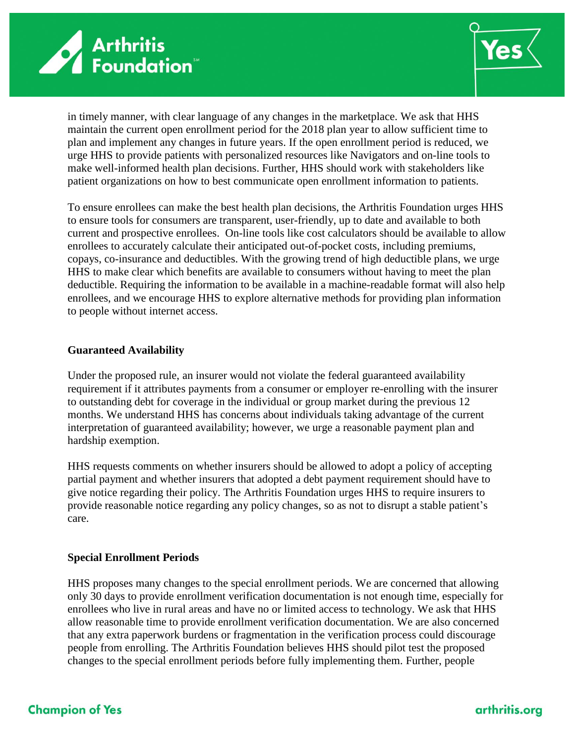in timely manner, with clear language of any changes in the marketplace. We ask that HHS maintain the current open enrollment period for the 2018 plan year to allow sufficient time to plan and implement any changes in future years. If the open enrollment period is reduced, we urge HHS to provide patients with personalized resources like Navigators and on-line tools to make well-informed health plan decisions. Further, HHS should work with stakeholders like patient organizations on how to best communicate open enrollment information to patients.

To ensure enrollees can make the best health plan decisions, the Arthritis Foundation urges HHS to ensure tools for consumers are transparent, user-friendly, up to date and available to both current and prospective enrollees. On-line tools like cost calculators should be available to allow enrollees to accurately calculate their anticipated out-of-pocket costs, including premiums, copays, co-insurance and deductibles. With the growing trend of high deductible plans, we urge HHS to make clear which benefits are available to consumers without having to meet the plan deductible. Requiring the information to be available in a machine-readable format will also help enrollees, and we encourage HHS to explore alternative methods for providing plan information to people without internet access.

**Guaranteed Availability**

Under the proposed rule, an insurer would not violate the federal guaranteed availability requirement if it attributes payments from a consumer or employer re-enrolling with the insurer to outstanding debt for coverage in the individual or group market during the previous 12 months. We understand HHS has concerns about individuals taking advantage of the current interpretation of guaranteed availability; however, we urge a reasonable payment plan and hardship exemption.

HHS requests comments on whether insurers should be allowed to adopt a policy of accepting partial payment and whether insurers that adopted a debt payment requirement should have to give notice regarding their policy. The Arthritis Foundation urges HHS to require insurers to provide reasonable notice regarding any policy changes, so as not to disrupt a stable patient's care.

**Special Enrollment Periods**

HHS proposes many changes to the special enrollment periods. We are concerned that allowing only 30 days to provide enrollment verification documentation is not enough time, especially for enrollees who live in rural areas and have no or limited access to technology. We ask that HHS allow reasonable time to provide enrollment verification documentation. We are also concerned that any extra paperwork burdens or fragmentation in the verification process could discourage people from enrolling. The Arthritis Foundation believes HHS should pilot test the proposed changes to the special enrollment periods before fully implementing them. Further, people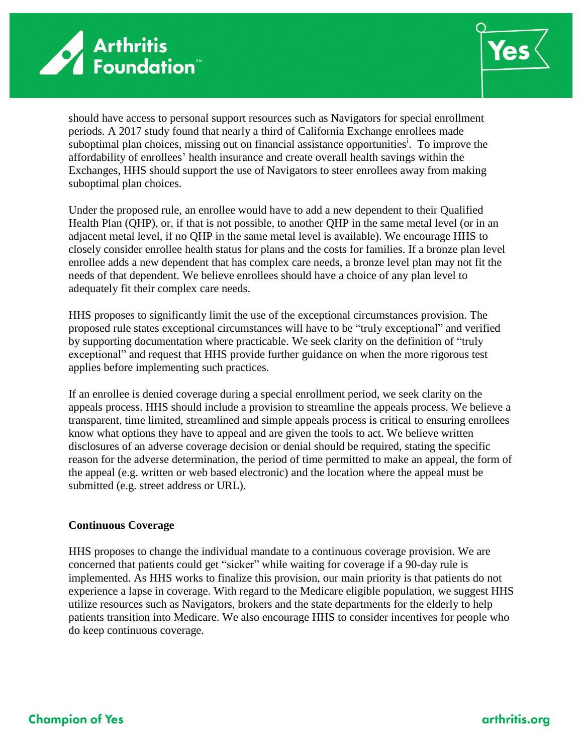should have access to personal support resources such as Navigators for special enrollment periods. A 2017 study found that nearly a third of California Exchange enrollees made suboptimal plan choices, missing out on financial assistance opportunities[i]. To improve the affordability of enrollees' health insurance and create overall health savings within the Exchanges, HHS should support the use of Navigators to steer enrollees away from making suboptimal plan choices.

Under the proposed rule, an enrollee would have to add a new dependent to their Qualified Health Plan (QHP), or, if that is not possible, to another QHP in the same metal level (or in an adjacent metal level, if no QHP in the same metal level is available). We encourage HHS to closely consider enrollee health status for plans and the costs for families. If a bronze plan level enrollee adds a new dependent that has complex care needs, a bronze level plan may not fit the needs of that dependent. We believe enrollees should have a choice of any plan level to adequately fit their complex care needs.

HHS proposes to significantly limit the use of the exceptional circumstances provision. The proposed rule states exceptional circumstances will have to be "truly exceptional" and verified by supporting documentation where practicable. We seek clarity on the definition of "truly exceptional" and request that HHS provide further guidance on when the more rigorous test applies before implementing such practices.

If an enrollee is denied coverage during a special enrollment period, we seek clarity on the appeals process. HHS should include a provision to streamline the appeals process. We believe a transparent, time limited, streamlined and simple appeals process is critical to ensuring enrollees know what options they have to appeal and are given the tools to act. We believe written disclosures of an adverse coverage decision or denial should be required, stating the specific reason for the adverse determination, the period of time permitted to make an appeal, the form of the appeal (e.g. written or web based electronic) and the location where the appeal must be submitted (e.g. street address or URL).

**Continuous Coverage**

HHS proposes to change the individual mandate to a continuous coverage provision. We are concerned that patients could get "sicker" while waiting for coverage if a 90-day rule is implemented. As HHS works to finalize this provision, our main priority is that patients do not experience a lapse in coverage. With regard to the Medicare eligible population, we suggest HHS utilize resources such as Navigators, brokers and the state departments for the elderly to help patients transition into Medicare. We also encourage HHS to consider incentives for people who do keep continuous coverage.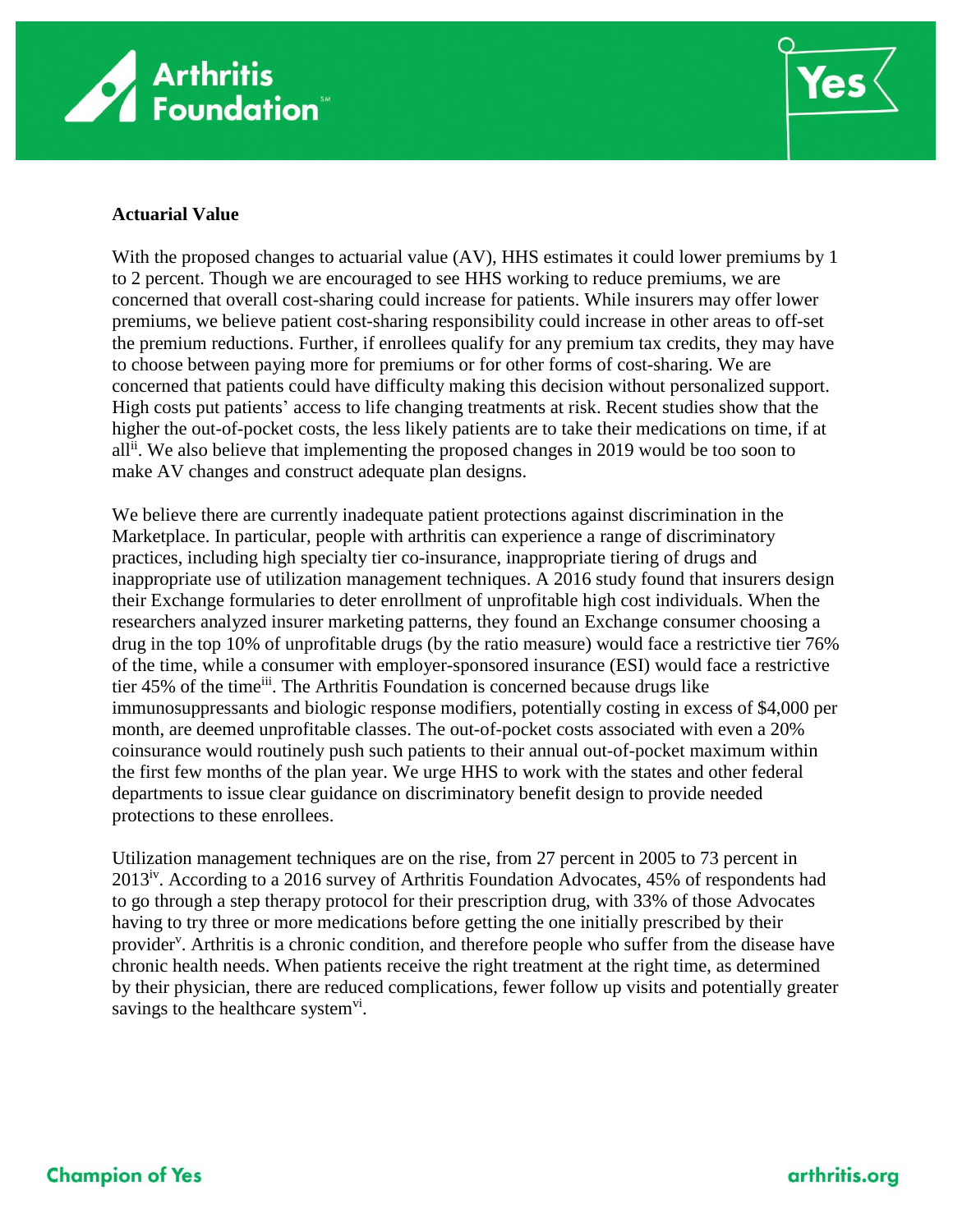**Actuarial Value**

With the proposed changes to actuarial value (AV), HHS estimates it could lower premiums by 1 to 2 percent. Though we are encouraged to see HHS working to reduce premiums, we are concerned that overall cost-sharing could increase for patients. While insurers may offer lower premiums, we believe patient cost-sharing responsibility could increase in other areas to off-set the premium reductions. Further, if enrollees qualify for any premium tax credits, they may have to choose between paying more for premiums or for other forms of cost-sharing. We are concerned that patients could have difficulty making this decision without personalized support. High costs put patients' access to life changing treatments at risk. Recent studies show that the higher the out-of-pocket costs, the less likely patients are to take their medications on time, if at all[ii]. We also believe that implementing the proposed changes in 2019 would be too soon to make AV changes and construct adequate plan designs.

We believe there are currently inadequate patient protections against discrimination in the Marketplace. In particular, people with arthritis can experience a range of discriminatory practices, including high specialty tier co-insurance, inappropriate tiering of drugs and inappropriate use of utilization management techniques. A 2016 study found that insurers design their Exchange formularies to deter enrollment of unprofitable high cost individuals. When the researchers analyzed insurer marketing patterns, they found an Exchange consumer choosing a drug in the top 10% of unprofitable drugs (by the ratio measure) would face a restrictive tier 76% of the time, while a consumer with employer-sponsored insurance (ESI) would face a restrictive tier 45% of the time[iii]. The Arthritis Foundation is concerned because drugs like immunosuppressants and biologic response modifiers, potentially costing in excess of $4,000 per month, are deemed unprofitable classes. The out-of-pocket costs associated with even a 20% coinsurance would routinely push such patients to their annual out-of-pocket maximum within the first few months of the plan year. We urge HHS to work with the states and other federal departments to issue clear guidance on discriminatory benefit design to provide needed protections to these enrollees.

Utilization management techniques are on the rise, from 27 percent in 2005 to 73 percent in 2013[iv]. According to a 2016 survey of Arthritis Foundation Advocates, 45% of respondents had to go through a step therapy protocol for their prescription drug, with 33% of those Advocates having to try three or more medications before getting the one initially prescribed by their provider[v]. Arthritis is a chronic condition, and therefore people who suffer from the disease have chronic health needs. When patients receive the right treatment at the right time, as determined by their physician, there are reduced complications, fewer follow up visits and potentially greater savings to the healthcare system[vi].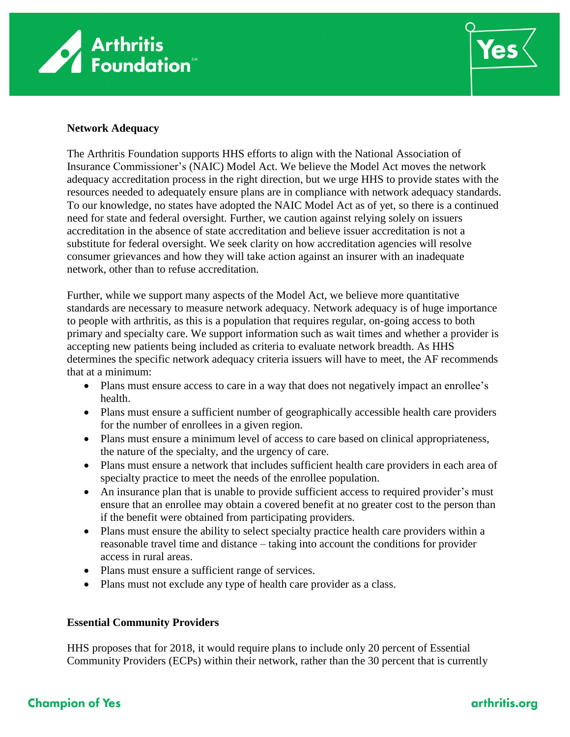**Network Adequacy**

The Arthritis Foundation supports HHS efforts to align with the National Association of Insurance Commissioner's (NAIC) Model Act. We believe the Model Act moves the network adequacy accreditation process in the right direction, but we urge HHS to provide states with the resources needed to adequately ensure plans are in compliance with network adequacy standards. To our knowledge, no states have adopted the NAIC Model Act as of yet, so there is a continued need for state and federal oversight. Further, we caution against relying solely on issuers accreditation in the absence of state accreditation and believe issuer accreditation is not a substitute for federal oversight. We seek clarity on how accreditation agencies will resolve consumer grievances and how they will take action against an insurer with an inadequate network, other than to refuse accreditation.

Further, while we support many aspects of the Model Act, we believe more quantitative standards are necessary to measure network adequacy. Network adequacy is of huge importance to people with arthritis, as this is a population that requires regular, on-going access to both primary and specialty care. We support information such as wait times and whether a provider is accepting new patients being included as criteria to evaluate network breadth. As HHS determines the specific network adequacy criteria issuers will have to meet, the AF recommends that at a minimum:

- Plans must ensure access to care in a way that does not negatively impact an enrollee's health.
- Plans must ensure a sufficient number of geographically accessible health care providers for the number of enrollees in a given region.
- Plans must ensure a minimum level of access to care based on clinical appropriateness, the nature of the specialty, and the urgency of care.
- Plans must ensure a network that includes sufficient health care providers in each area of specialty practice to meet the needs of the enrollee population.
- An insurance plan that is unable to provide sufficient access to required provider's must ensure that an enrollee may obtain a covered benefit at no greater cost to the person than if the benefit were obtained from participating providers.
- Plans must ensure the ability to select specialty practice health care providers within a reasonable travel time and distance – taking into account the conditions for provider access in rural areas.
- Plans must ensure a sufficient range of services.
- Plans must not exclude any type of health care provider as a class.

**Essential Community Providers**

HHS proposes that for 2018, it would require plans to include only 20 percent of Essential Community Providers (ECPs) within their network, rather than the 30 percent that is currently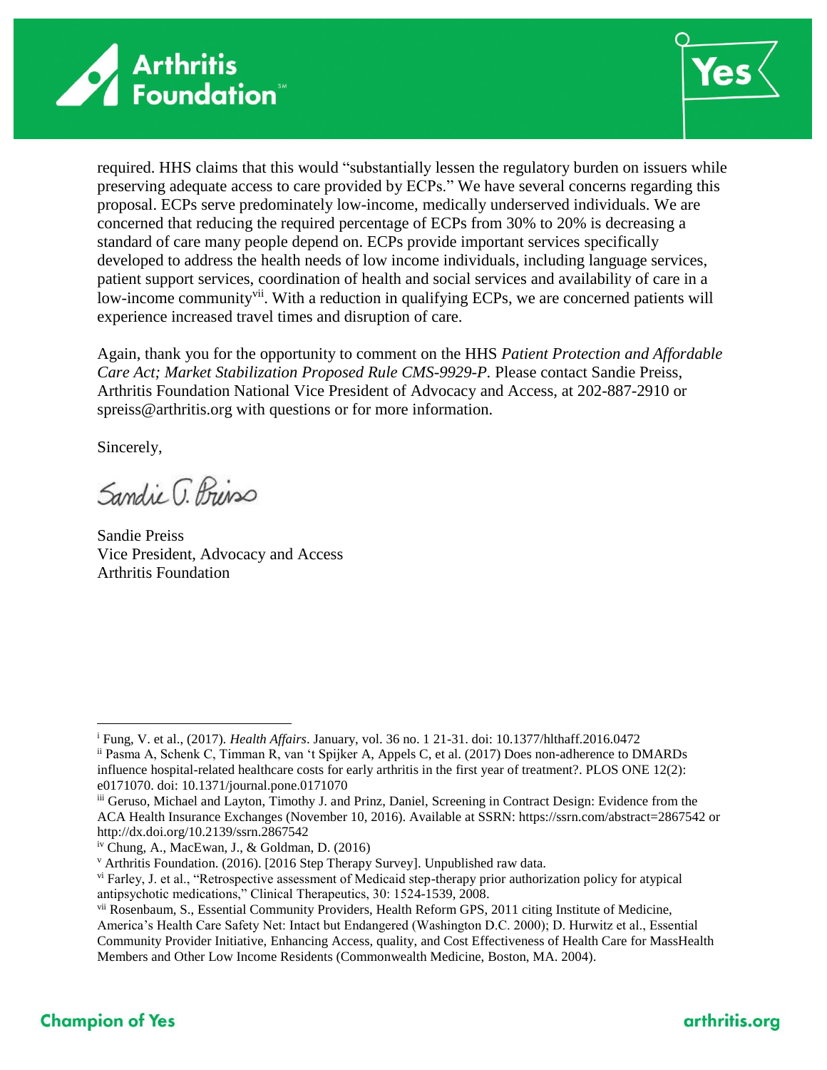required. HHS claims that this would "substantially lessen the regulatory burden on issuers while preserving adequate access to care provided by ECPs." We have several concerns regarding this proposal. ECPs serve predominately low-income, medically underserved individuals. We are concerned that reducing the required percentage of ECPs from 30% to 20% is decreasing a standard of care many people depend on. ECPs provide important services specifically developed to address the health needs of low income individuals, including language services, patient support services, coordination of health and social services and availability of care in a low-income community[vii]. With a reduction in qualifying ECPs, we are concerned patients will experience increased travel times and disruption of care.

Again, thank you for the opportunity to comment on the HHS *Patient Protection and Affordable Care Act; Market Stabilization Proposed Rule CMS-9929-P*. Please contact Sandie Preiss, Arthritis Foundation National Vice President of Advocacy and Access, at 202-887-2910 or spreiss@arthritis.org with questions or for more information.

Sincerely,

Sandie Preiss
Vice President, Advocacy and Access
Arthritis Foundation

---

[i] Fung, V. et al., (2017). *Health Affairs*. January, vol. 36 no. 1 21-31. doi: 10.1377/hlthaff.2016.0472

[ii] Pasma A, Schenk C, Timman R, van 't Spijker A, Appels C, et al. (2017) Does non-adherence to DMARDs influence hospital-related healthcare costs for early arthritis in the first year of treatment?. PLOS ONE 12(2): e0171070. doi: 10.1371/journal.pone.0171070

[iii] Geruso, Michael and Layton, Timothy J. and Prinz, Daniel, Screening in Contract Design: Evidence from the ACA Health Insurance Exchanges (November 10, 2016). Available at SSRN: https://ssrn.com/abstract=2867542 or http://dx.doi.org/10.2139/ssrn.2867542

[iv] Chung, A., MacEwan, J., & Goldman, D. (2016)

[v] Arthritis Foundation. (2016). [2016 Step Therapy Survey]. Unpublished raw data.

[vi] Farley, J. et al., "Retrospective assessment of Medicaid step-therapy prior authorization policy for atypical antipsychotic medications," Clinical Therapeutics, 30: 1524-1539, 2008.

[vii] Rosenbaum, S., Essential Community Providers, Health Reform GPS, 2011 citing Institute of Medicine, America's Health Care Safety Net: Intact but Endangered (Washington D.C. 2000); D. Hurwitz et al., Essential Community Provider Initiative, Enhancing Access, quality, and Cost Effectiveness of Health Care for MassHealth Members and Other Low Income Residents (Commonwealth Medicine, Boston, MA. 2004).